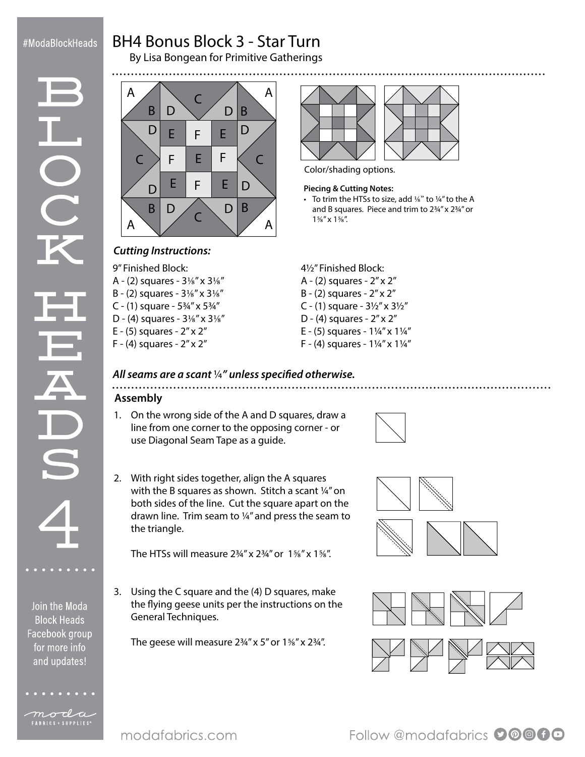# BH4 Bonus Block 3 - Star Turn

By Lisa Bongean for Primitive Gatherings

Color/shading options.

**Piecing & Cutting Notes:**

- To trim the HTSs to size, add ⅛" to ¼" to the A and B squares. Piece and trim to 2¾" x 2¾" or 1⅝" x 1⅝".

### *Cutting Instructions:*

9" Finished Block:

A - (2) squares - 3⅛" x 3⅛"
B - (2) squares - 3⅛" x 3⅛"
C - (1) square - 5¾" x 5¾"
D - (4) squares - 3⅛" x 3⅛"
E - (5) squares - 2" x 2"
F - (4) squares - 2" x 2"

4½" Finished Block:

A - (2) squares - 2" x 2"
B - (2) squares - 2" x 2"
C - (1) square - 3½" x 3½"
D - (4) squares - 2" x 2"
E - (5) squares - 1¼" x 1¼"
F - (4) squares - 1¼" x 1¼"

***All seams are a scant ¼" unless specified otherwise.***

## Assembly

1. On the wrong side of the A and D squares, draw a line from one corner to the opposing corner - or use Diagonal Seam Tape as a guide.

2. With right sides together, align the A squares with the B squares as shown. Stitch a scant ¼" on both sides of the line. Cut the square apart on the drawn line. Trim seam to ¼" and press the seam to the triangle.

   The HTSs will measure 2¾" x 2¾" or 1⅝" x 1⅝".

3. Using the C square and the (4) D squares, make the flying geese units per the instructions on the General Techniques.

   The geese will measure 2¾" x 5" or 1⅝" x 2¾".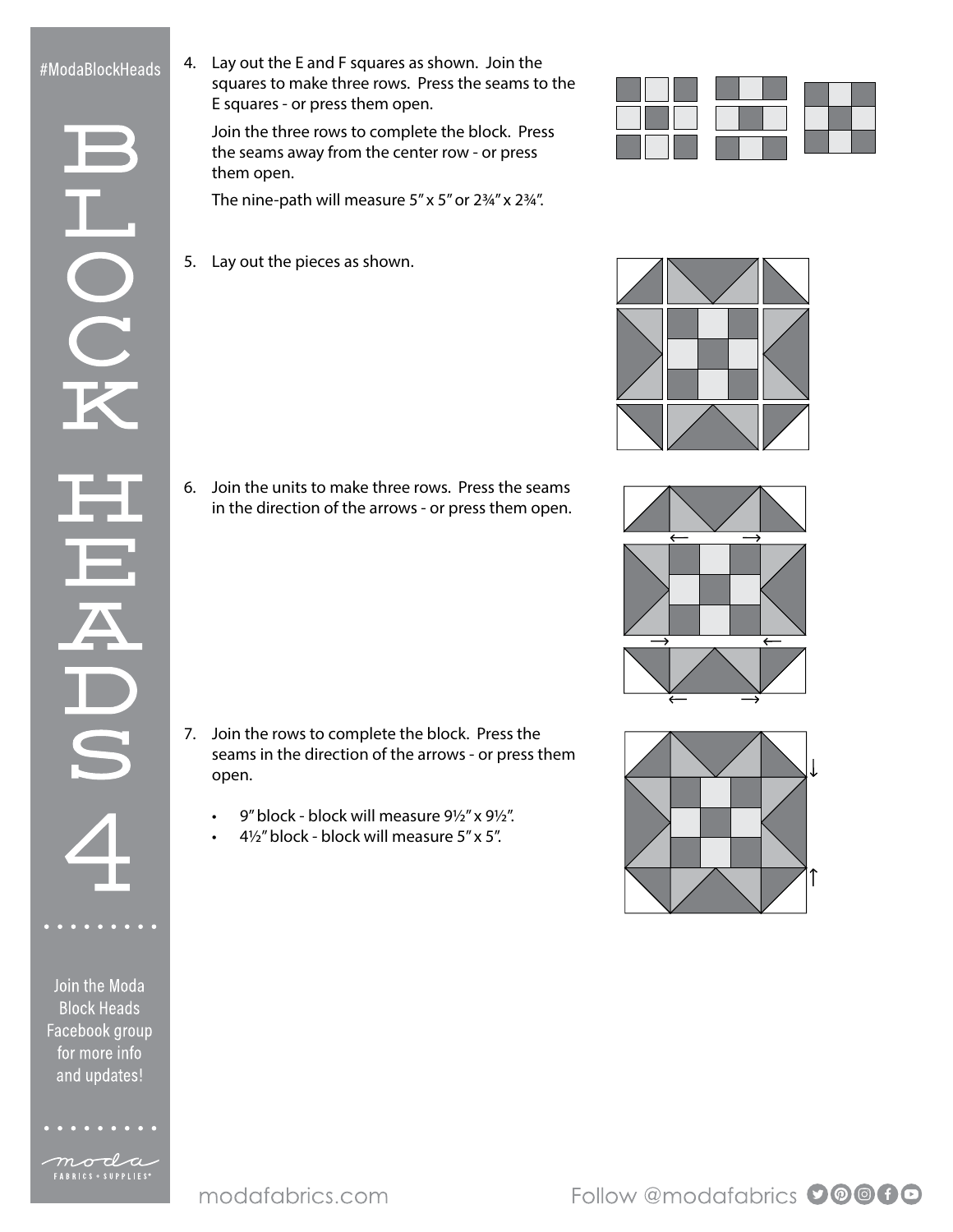4. Lay out the E and F squares as shown. Join the squares to make three rows. Press the seams to the E squares - or press them open.

   Join the three rows to complete the block. Press the seams away from the center row - or press them open.

   The nine-path will measure 5″ x 5″ or 2¾″ x 2¾″.

5. Lay out the pieces as shown.

6. Join the units to make three rows. Press the seams in the direction of the arrows - or press them open.

7. Join the rows to complete the block. Press the seams in the direction of the arrows - or press them open.

   - 9″ block - block will measure 9½″ x 9½″.
   - 4½″ block - block will measure 5″ x 5″.

#ModaBlockHeads

BLOCK HEADS 4

Join the Moda Block Heads Facebook group for more info and updates!

moda FABRICS + SUPPLIES

modafabrics.com

Follow @modafabrics